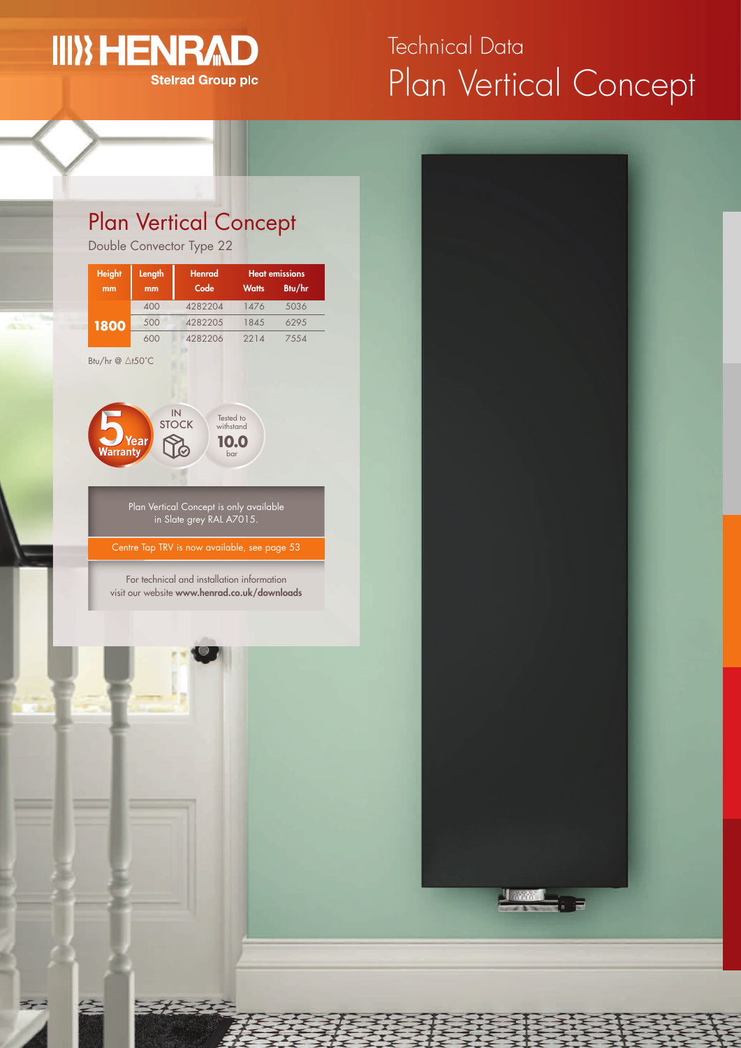HENRAD
Stelrad Group plc

# Technical Data
# Plan Vertical Concept

## Plan Vertical Concept

Double Convector Type 22

| Height mm | Length mm | Henrad Code | Heat emissions Watts | Heat emissions Btu/hr |
|---|---|---|---|---|
| 1800 | 400 | 4282204 | 1476 | 5036 |
| | 500 | 4282205 | 1845 | 6295 |
| | 600 | 4282206 | 2214 | 7554 |

Btu/hr @ △t50°C

5 Year Warranty

IN STOCK

Tested to withstand 10.0 bar

Plan Vertical Concept is only available in Slate grey RAL A7015.

Centre Tap TRV is now available, see page 53

For technical and installation information visit our website **www.henrad.co.uk/downloads**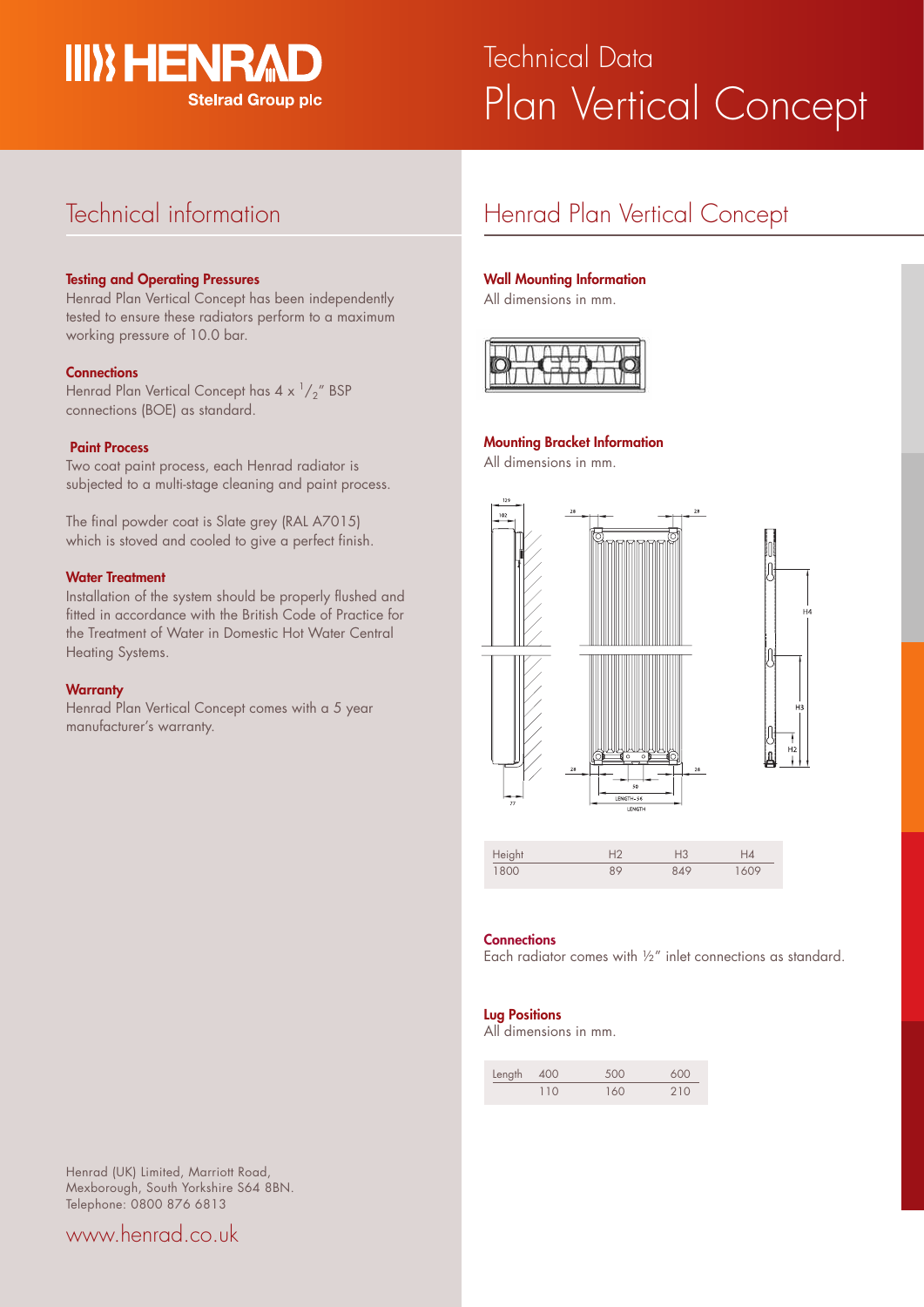# Technical Data
# Plan Vertical Concept

## Technical information

**Testing and Operating Pressures**
Henrad Plan Vertical Concept has been independently tested to ensure these radiators perform to a maximum working pressure of 10.0 bar.

**Connections**
Henrad Plan Vertical Concept has 4 x 1/2" BSP connections (BOE) as standard.

**Paint Process**
Two coat paint process, each Henrad radiator is subjected to a multi-stage cleaning and paint process.

The final powder coat is Slate grey (RAL A7015) which is stoved and cooled to give a perfect finish.

**Water Treatment**
Installation of the system should be properly flushed and fitted in accordance with the British Code of Practice for the Treatment of Water in Domestic Hot Water Central Heating Systems.

**Warranty**
Henrad Plan Vertical Concept comes with a 5 year manufacturer's warranty.

## Henrad Plan Vertical Concept

**Wall Mounting Information**
All dimensions in mm.

**Mounting Bracket Information**
All dimensions in mm.

129
102
77
28
28
28
28
50
LENGTH - 56
LENGTH
H4
H3
H2

| Height | H2 | H3 | H4 |
|---|---|---|---|
| 1800 | 89 | 849 | 1609 |

**Connections**
Each radiator comes with ½" inlet connections as standard.

**Lug Positions**
All dimensions in mm.

| Length | 400 | 500 | 600 |
|---|---|---|---|
| | 110 | 160 | 210 |

Henrad (UK) Limited, Marriott Road,
Mexborough, South Yorkshire S64 8BN.
Telephone: 0800 876 6813

www.henrad.co.uk